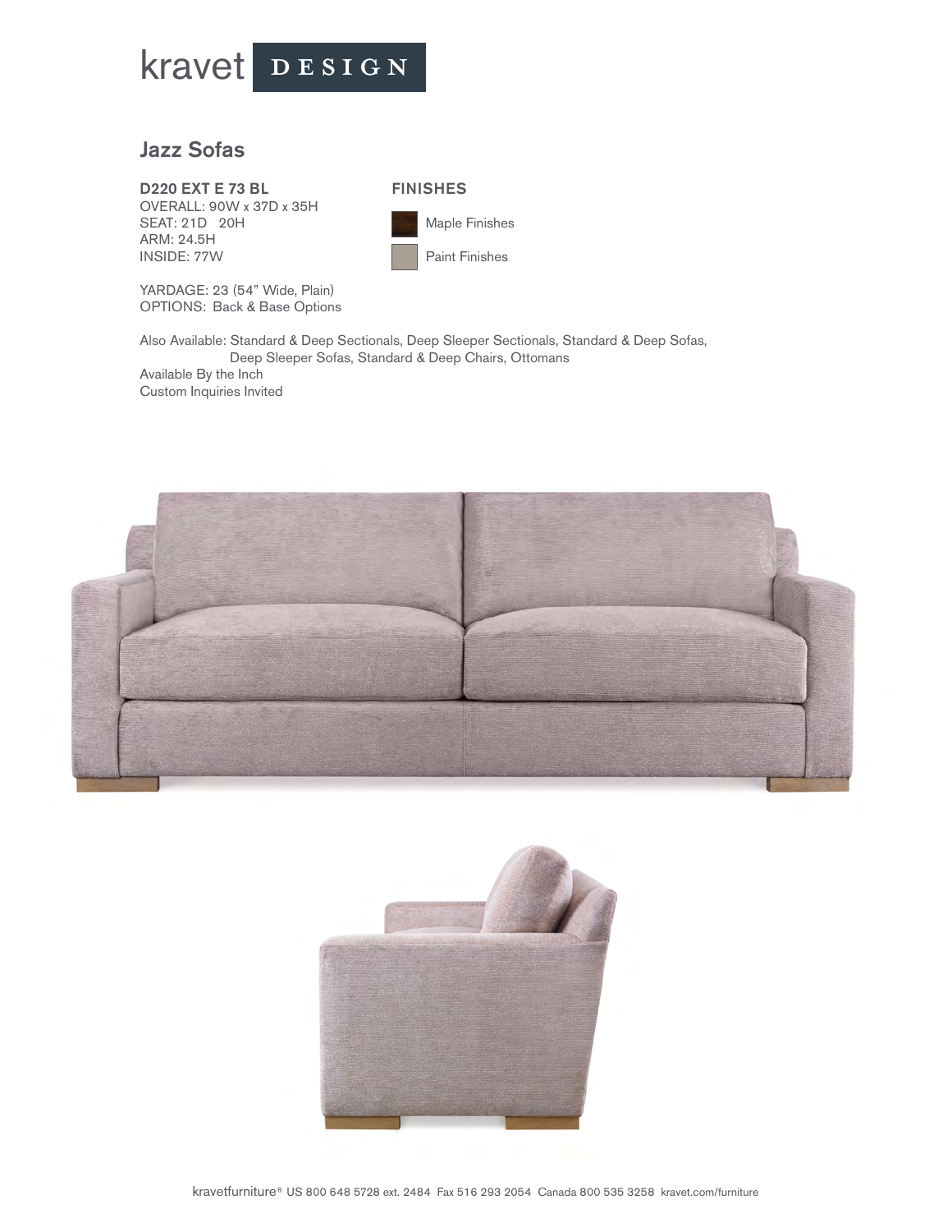kravet DESIGN

## Jazz Sofas

**D220 EXT E 73 BL**
OVERALL: 90W x 37D x 35H
SEAT: 21D 20H
ARM: 24.5H
INSIDE: 77W

YARDAGE: 23 (54" Wide, Plain)
OPTIONS: Back & Base Options

**FINISHES**

Maple Finishes

Paint Finishes

Also Available: Standard & Deep Sectionals, Deep Sleeper Sectionals, Standard & Deep Sofas, Deep Sleeper Sofas, Standard & Deep Chairs, Ottomans
Available By the Inch
Custom Inquiries Invited

kravetfurniture® US 800 648 5728 ext. 2484 Fax 516 293 2054 Canada 800 535 3258 kravet.com/furniture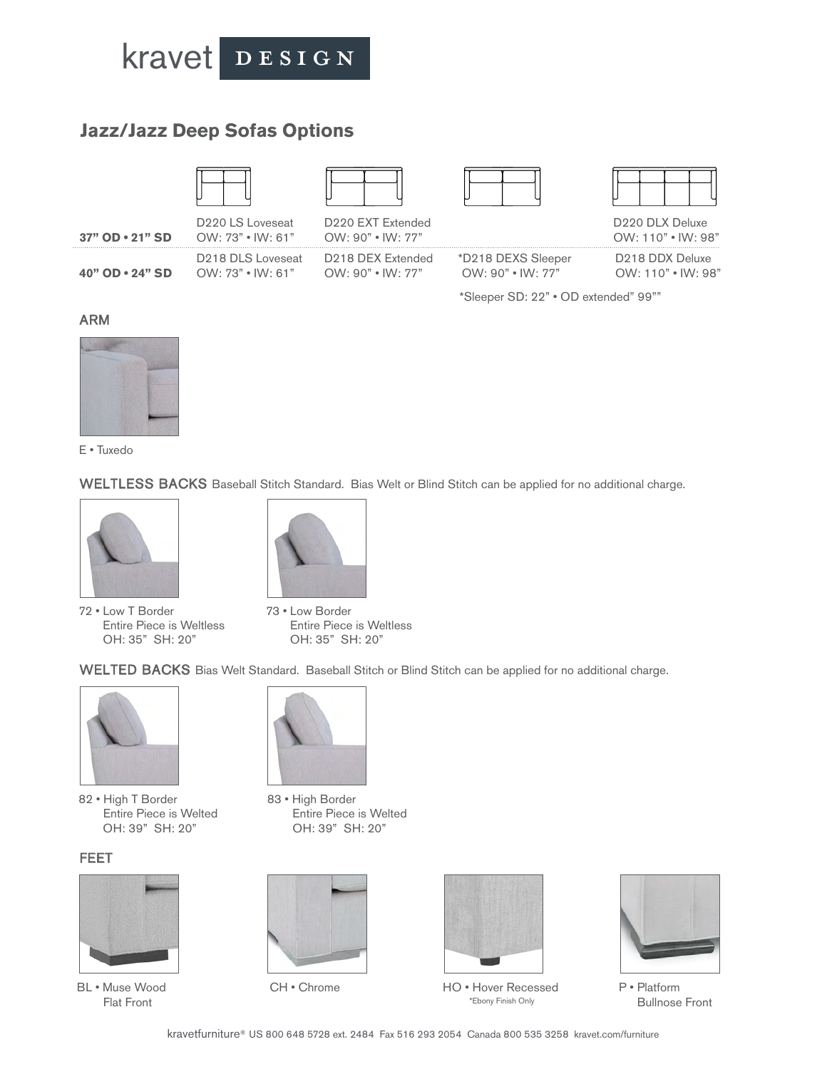kravet DESIGN

## Jazz/Jazz Deep Sofas Options

| | | | | |
|---|---|---|---|---|
| **37" OD • 21" SD** | D220 LS Loveseat<br>OW: 73" • IW: 61" | D220 EXT Extended<br>OW: 90" • IW: 77" | | D220 DLX Deluxe<br>OW: 110" • IW: 98" |
| **40" OD • 24" SD** | D218 DLS Loveseat<br>OW: 73" • IW: 61" | D218 DEX Extended<br>OW: 90" • IW: 77" | *D218 DEXS Sleeper<br>OW: 90" • IW: 77" | D218 DDX Deluxe<br>OW: 110" • IW: 98" |

*Sleeper SD: 22" • OD extended" 99""

### ARM

E • Tuxedo

### WELTLESS BACKS

Baseball Stitch Standard. Bias Welt or Blind Stitch can be applied for no additional charge.

72 • Low T Border
Entire Piece is Weltless
OH: 35" SH: 20"

73 • Low Border
Entire Piece is Weltless
OH: 35" SH: 20"

### WELTED BACKS

Bias Welt Standard. Baseball Stitch or Blind Stitch can be applied for no additional charge.

82 • High T Border
Entire Piece is Welted
OH: 39" SH: 20"

83 • High Border
Entire Piece is Welted
OH: 39" SH: 20"

### FEET

BL • Muse Wood
Flat Front

CH • Chrome

HO • Hover Recessed
*Ebony Finish Only

P • Platform
Bullnose Front

kravetfurniture® US 800 648 5728 ext. 2484 Fax 516 293 2054 Canada 800 535 3258 kravet.com/furniture